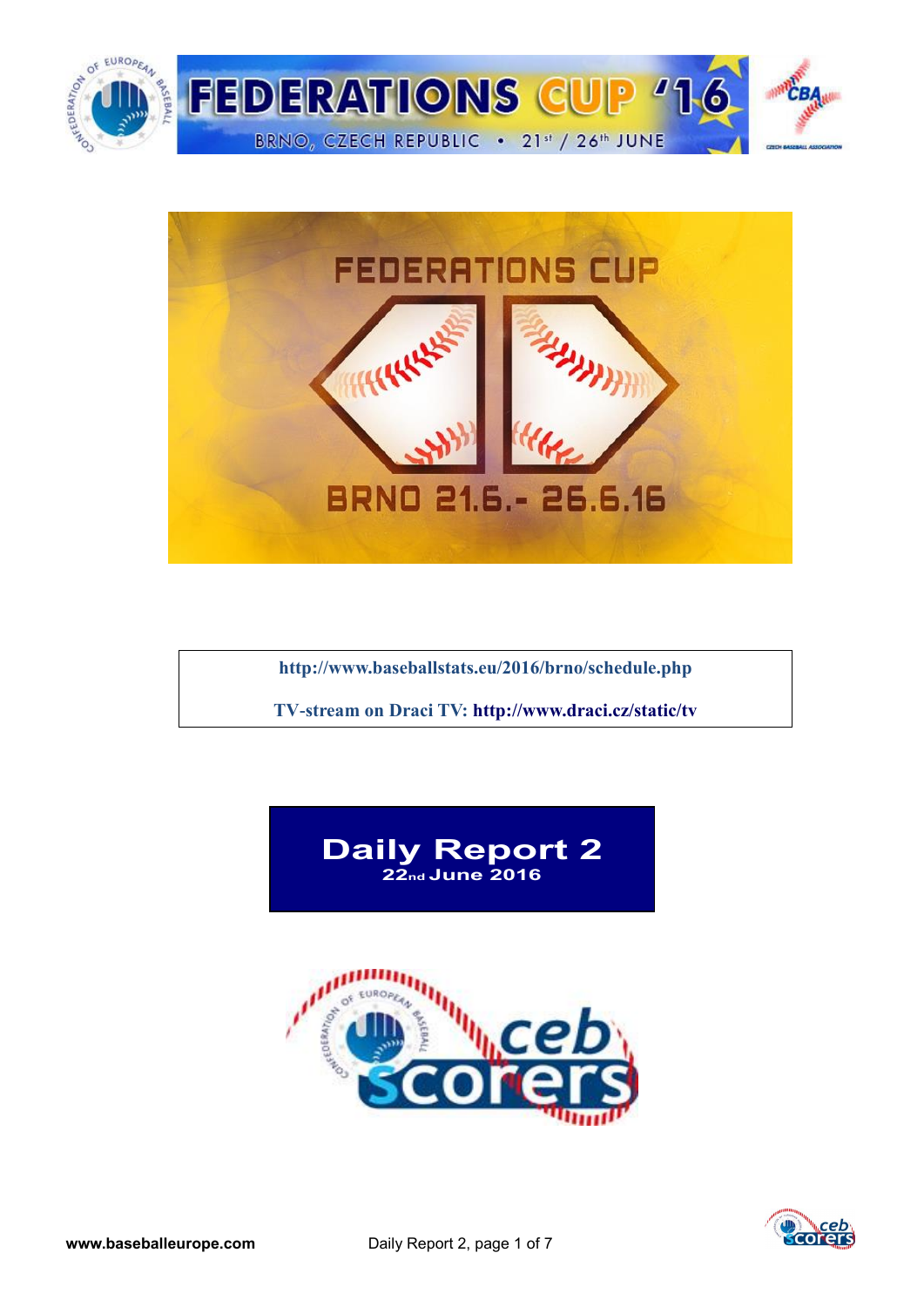# FEDERATIONS CUP '16

BRNO, CZECH REPUBLIC • 21st / 26th JUNE

FEDERATIONS CUP

BRNO 21.6.- 26.6.16

http://www.baseballstats.eu/2016/brno/schedule.php

TV-stream on Draci TV: http://www.draci.cz/static/tv

## Daily Report 2

**22nd June 2016**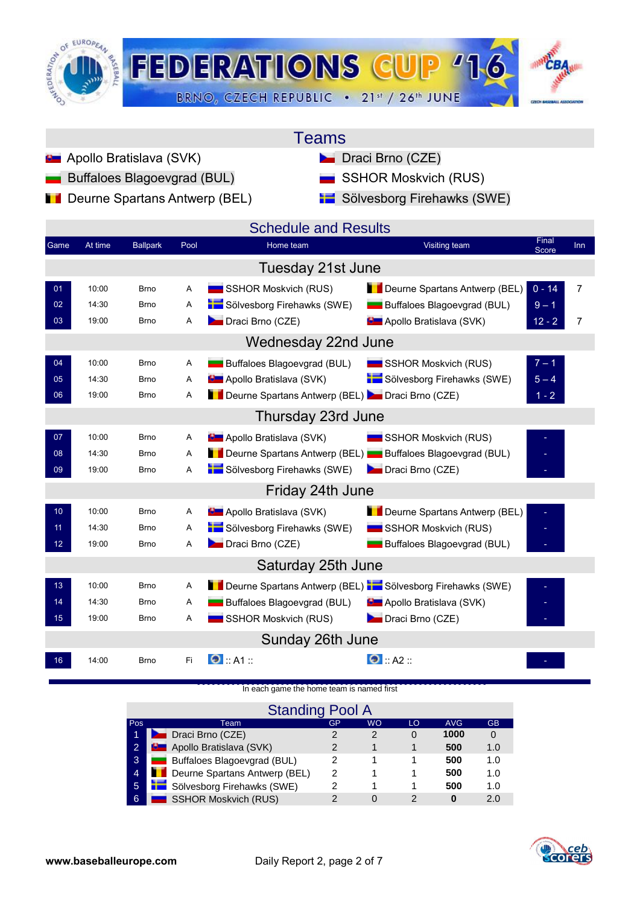# FEDERATIONS CUP '16

BRNO, CZECH REPUBLIC • 21st / 26th JUNE

## Teams

- Apollo Bratislava (SVK)
- Buffaloes Blagoevgrad (BUL)
- Deurne Spartans Antwerp (BEL)
- Draci Brno (CZE)
- SSHOR Moskvich (RUS)
- Sölvesborg Firehawks (SWE)

## Schedule and Results

| Game | At time | Ballpark | Pool | Home team | Visiting team | Final Score | Inn |
|---|---|---|---|---|---|---|---|
| **Tuesday 21st June** | | | | | | | |
| 01 | 10:00 | Brno | A | SSHOR Moskvich (RUS) | Deurne Spartans Antwerp (BEL) | 0 - 14 | 7 |
| 02 | 14:30 | Brno | A | Sölvesborg Firehawks (SWE) | Buffaloes Blagoevgrad (BUL) | 9 – 1 | |
| 03 | 19:00 | Brno | A | Draci Brno (CZE) | Apollo Bratislava (SVK) | 12 - 2 | 7 |
| **Wednesday 22nd June** | | | | | | | |
| 04 | 10:00 | Brno | A | Buffaloes Blagoevgrad (BUL) | SSHOR Moskvich (RUS) | 7 – 1 | |
| 05 | 14:30 | Brno | A | Apollo Bratislava (SVK) | Sölvesborg Firehawks (SWE) | 5 – 4 | |
| 06 | 19:00 | Brno | A | Deurne Spartans Antwerp (BEL) | Draci Brno (CZE) | 1 - 2 | |
| **Thursday 23rd June** | | | | | | | |
| 07 | 10:00 | Brno | A | Apollo Bratislava (SVK) | SSHOR Moskvich (RUS) | - | |
| 08 | 14:30 | Brno | A | Deurne Spartans Antwerp (BEL) | Buffaloes Blagoevgrad (BUL) | - | |
| 09 | 19:00 | Brno | A | Sölvesborg Firehawks (SWE) | Draci Brno (CZE) | - | |
| **Friday 24th June** | | | | | | | |
| 10 | 10:00 | Brno | A | Apollo Bratislava (SVK) | Deurne Spartans Antwerp (BEL) | - | |
| 11 | 14:30 | Brno | A | Sölvesborg Firehawks (SWE) | SSHOR Moskvich (RUS) | - | |
| 12 | 19:00 | Brno | A | Draci Brno (CZE) | Buffaloes Blagoevgrad (BUL) | - | |
| **Saturday 25th June** | | | | | | | |
| 13 | 10:00 | Brno | A | Deurne Spartans Antwerp (BEL) | Sölvesborg Firehawks (SWE) | - | |
| 14 | 14:30 | Brno | A | Buffaloes Blagoevgrad (BUL) | Apollo Bratislava (SVK) | - | |
| 15 | 19:00 | Brno | A | SSHOR Moskvich (RUS) | Draci Brno (CZE) | - | |
| **Sunday 26th June** | | | | | | | |
| 16 | 14:00 | Brno | Fi | :: A1 :: | :: A2 :: | - | |

In each game the home team is named first

## Standing Pool A

| Pos | Team | GP | WO | LO | AVG | GB |
|---|---|---|---|---|---|---|
| 1 | Draci Brno (CZE) | 2 | 2 | 0 | **1000** | 0 |
| 2 | Apollo Bratislava (SVK) | 2 | 1 | 1 | **500** | 1.0 |
| 3 | Buffaloes Blagoevgrad (BUL) | 2 | 1 | 1 | **500** | 1.0 |
| 4 | Deurne Spartans Antwerp (BEL) | 2 | 1 | 1 | **500** | 1.0 |
| 5 | Sölvesborg Firehawks (SWE) | 2 | 1 | 1 | **500** | 1.0 |
| 6 | SSHOR Moskvich (RUS) | 2 | 0 | 2 | **0** | 2.0 |

**www.baseballeurope.com**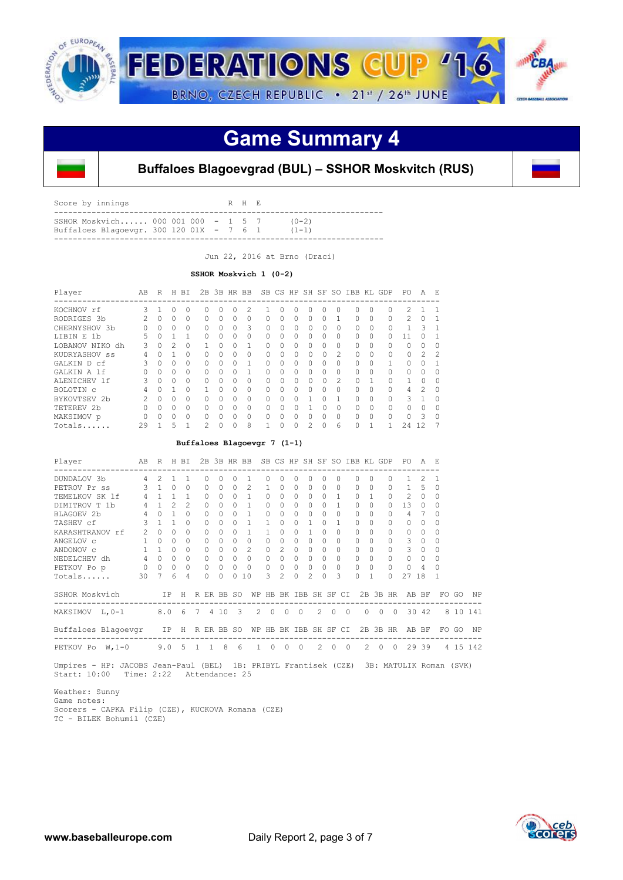# FEDERATIONS CUP '16

BRNO, CZECH REPUBLIC • 21st / 26th JUNE

## Game Summary 4

### Buffaloes Blagoevgrad (BUL) – SSHOR Moskvitch (RUS)

```
Score by innings                         R  H  E
-----------------------------------------------------------------------
SSHOR Moskvich...... 000 001 000  -  1  5  7        (0-2)
Buffaloes Blagoevgr. 300 120 01X  -  7  6  1        (1-1)
-----------------------------------------------------------------------
```

Jun 22, 2016 at Brno (Draci)

**SSHOR Moskvich 1 (0-2)**

| Player | AB | R | H | BI | 2B | 3B | HR | BB | SB | CS | HP | SH | SF | SO | IBB | KL | GDP | PO | A | E |
|---|---|---|---|---|---|---|---|---|---|---|---|---|---|---|---|---|---|---|---|---|
| KOCHNOV rf | 3 | 1 | 0 | 0 | 0 | 0 | 0 | 2 | 1 | 0 | 0 | 0 | 0 | 0 | 0 | 0 | 0 | 2 | 1 | 1 |
| RODRIGES 3b | 2 | 0 | 0 | 0 | 0 | 0 | 0 | 0 | 0 | 0 | 0 | 0 | 0 | 1 | 0 | 0 | 0 | 2 | 0 | 1 |
| CHERNYSHOV 3b | 0 | 0 | 0 | 0 | 0 | 0 | 0 | 3 | 0 | 0 | 0 | 0 | 0 | 0 | 0 | 0 | 0 | 1 | 3 | 1 |
| LIBIN E 1b | 5 | 0 | 1 | 1 | 0 | 0 | 0 | 0 | 0 | 0 | 0 | 0 | 0 | 0 | 0 | 0 | 0 | 11 | 0 | 1 |
| LOBANOV NIKO dh | 3 | 0 | 2 | 0 | 1 | 0 | 0 | 1 | 0 | 0 | 0 | 0 | 0 | 0 | 0 | 0 | 0 | 0 | 0 | 0 |
| KUDRYASHOV ss | 4 | 0 | 1 | 0 | 0 | 0 | 0 | 0 | 0 | 0 | 0 | 0 | 0 | 2 | 0 | 0 | 0 | 0 | 2 | 2 |
| GALKIN D cf | 3 | 0 | 0 | 0 | 0 | 0 | 0 | 1 | 0 | 0 | 0 | 0 | 0 | 0 | 0 | 0 | 1 | 0 | 0 | 1 |
| GALKIN A lf | 0 | 0 | 0 | 0 | 0 | 0 | 0 | 1 | 0 | 0 | 0 | 0 | 0 | 0 | 0 | 0 | 0 | 0 | 0 | 0 |
| ALENICHEV lf | 3 | 0 | 0 | 0 | 0 | 0 | 0 | 0 | 0 | 0 | 0 | 0 | 0 | 2 | 0 | 1 | 0 | 1 | 0 | 0 |
| BOLOTIN c | 4 | 0 | 1 | 0 | 1 | 0 | 0 | 0 | 0 | 0 | 0 | 0 | 0 | 0 | 0 | 0 | 0 | 4 | 2 | 0 |
| BYKOVTSEV 2b | 2 | 0 | 0 | 0 | 0 | 0 | 0 | 0 | 0 | 0 | 0 | 1 | 0 | 1 | 0 | 0 | 0 | 3 | 1 | 0 |
| TETEREV 2b | 0 | 0 | 0 | 0 | 0 | 0 | 0 | 0 | 0 | 0 | 0 | 1 | 0 | 0 | 0 | 0 | 0 | 0 | 0 | 0 |
| MAKSIMOV p | 0 | 0 | 0 | 0 | 0 | 0 | 0 | 0 | 0 | 0 | 0 | 0 | 0 | 0 | 0 | 0 | 0 | 0 | 3 | 0 |
| Totals...... | 29 | 1 | 5 | 1 | 2 | 0 | 0 | 8 | 1 | 0 | 0 | 2 | 0 | 6 | 0 | 1 | 1 | 24 | 12 | 7 |

**Buffaloes Blagoevgr 7 (1-1)**

| Player | AB | R | H | BI | 2B | 3B | HR | BB | SB | CS | HP | SH | SF | SO | IBB | KL | GDP | PO | A | E |
|---|---|---|---|---|---|---|---|---|---|---|---|---|---|---|---|---|---|---|---|---|
| DUNDALOV 3b | 4 | 2 | 1 | 1 | 0 | 0 | 0 | 1 | 0 | 0 | 0 | 0 | 0 | 0 | 0 | 0 | 0 | 1 | 2 | 1 |
| PETROV Pr ss | 3 | 1 | 0 | 0 | 0 | 0 | 0 | 2 | 1 | 0 | 0 | 0 | 0 | 0 | 0 | 0 | 0 | 1 | 5 | 0 |
| TEMELKOV SK lf | 4 | 1 | 1 | 1 | 0 | 0 | 0 | 1 | 0 | 0 | 0 | 0 | 0 | 1 | 0 | 1 | 0 | 2 | 0 | 0 |
| DIMITROV T 1b | 4 | 1 | 2 | 2 | 0 | 0 | 0 | 1 | 0 | 0 | 0 | 0 | 0 | 1 | 0 | 0 | 0 | 13 | 0 | 0 |
| BLAGOEV 2b | 4 | 0 | 1 | 0 | 0 | 0 | 0 | 1 | 0 | 0 | 0 | 0 | 0 | 0 | 0 | 0 | 0 | 4 | 7 | 0 |
| TASHEV cf | 3 | 1 | 1 | 0 | 0 | 0 | 0 | 1 | 1 | 0 | 0 | 1 | 0 | 1 | 0 | 0 | 0 | 0 | 0 | 0 |
| KARASHTRANOV rf | 2 | 0 | 0 | 0 | 0 | 0 | 0 | 1 | 1 | 0 | 0 | 1 | 0 | 0 | 0 | 0 | 0 | 0 | 0 | 0 |
| ANGELOV c | 1 | 0 | 0 | 0 | 0 | 0 | 0 | 0 | 0 | 0 | 0 | 0 | 0 | 0 | 0 | 0 | 0 | 3 | 0 | 0 |
| ANDONOV c | 1 | 1 | 0 | 0 | 0 | 0 | 0 | 2 | 0 | 2 | 0 | 0 | 0 | 0 | 0 | 0 | 0 | 3 | 0 | 0 |
| NEDELCHEV dh | 4 | 0 | 0 | 0 | 0 | 0 | 0 | 0 | 0 | 0 | 0 | 0 | 0 | 0 | 0 | 0 | 0 | 0 | 0 | 0 |
| PETKOV Po p | 0 | 0 | 0 | 0 | 0 | 0 | 0 | 0 | 0 | 0 | 0 | 0 | 0 | 0 | 0 | 0 | 0 | 0 | 4 | 0 |
| Totals...... | 30 | 7 | 6 | 4 | 0 | 0 | 0 | 10 | 3 | 2 | 0 | 2 | 0 | 3 | 0 | 1 | 0 | 27 | 18 | 1 |

| SSHOR Moskvich | IP | H | R | ER | BB | SO | WP | HB | BK | IBB | SH | SF | CI | 2B | 3B | HR | AB | BF | FO | GO | NP |
|---|---|---|---|---|---|---|---|---|---|---|---|---|---|---|---|---|---|---|---|---|---|
| MAKSIMOV L,0-1 | 8.0 | 6 | 7 | 4 | 10 | 3 | 2 | 0 | 0 | 0 | 2 | 0 | 0 | 0 | 0 | 0 | 30 | 42 | 8 | 10 | 141 |

| Buffaloes Blagoevgr | IP | H | R | ER | BB | SO | WP | HB | BK | IBB | SH | SF | CI | 2B | 3B | HR | AB | BF | FO | GO | NP |
|---|---|---|---|---|---|---|---|---|---|---|---|---|---|---|---|---|---|---|---|---|---|
| PETKOV Po W,1-0 | 9.0 | 5 | 1 | 1 | 8 | 6 | 1 | 0 | 0 | 0 | 2 | 0 | 0 | 2 | 0 | 0 | 29 | 39 | 4 | 15 | 142 |

Umpires - HP: JACOBS Jean-Paul (BEL) 1B: PRIBYL Frantisek (CZE) 3B: MATULIK Roman (SVK)
Start: 10:00 Time: 2:22 Attendance: 25

Weather: Sunny
Game notes:
Scorers - CAPKA Filip (CZE), KUCKOVA Romana (CZE)
TC - BILEK Bohumil (CZE)

www.baseballeurope.com Daily Report 2, page 3 of 7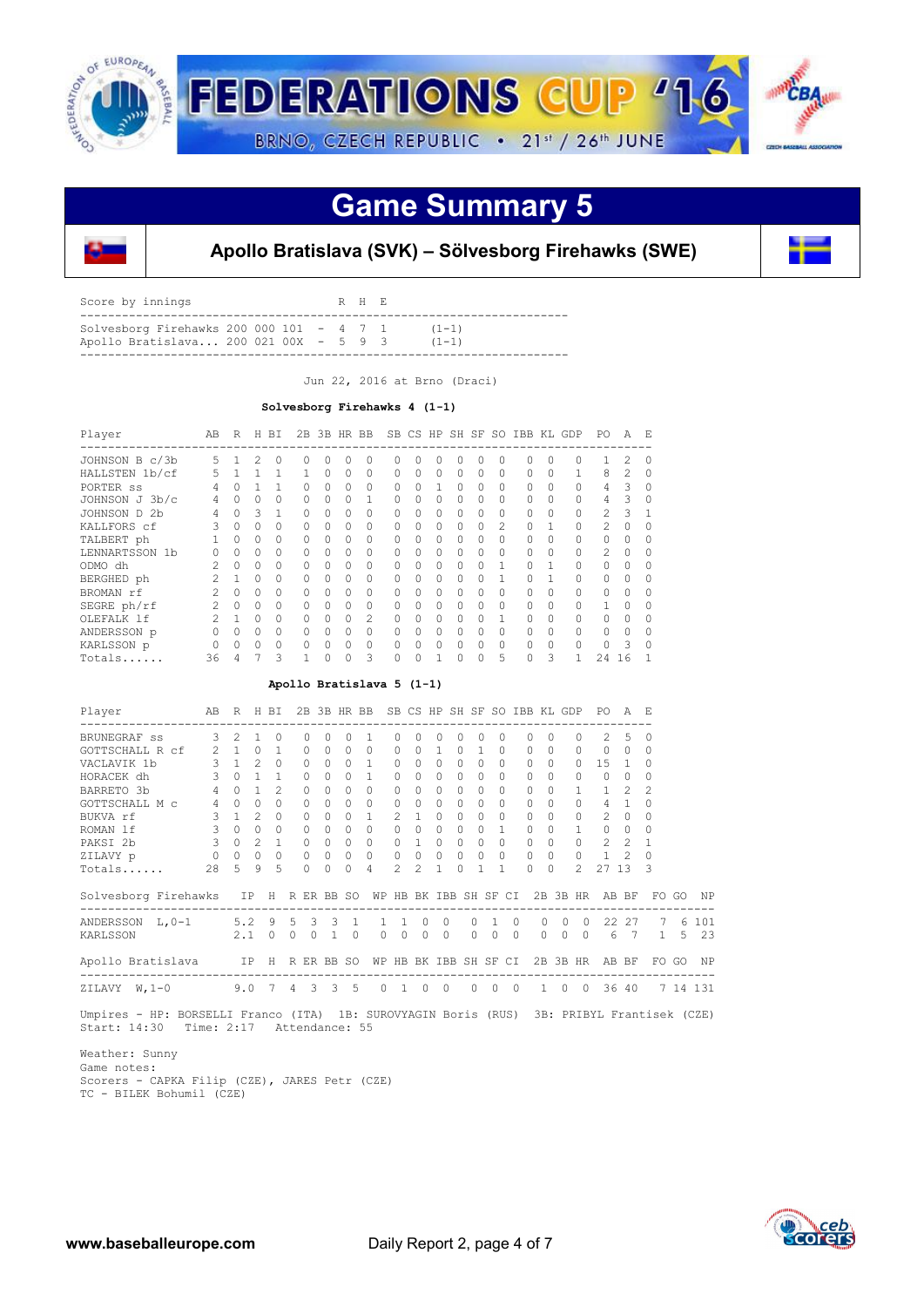# FEDERATIONS CUP '16

BRNO, CZECH REPUBLIC • 21st / 26th JUNE

## Game Summary 5

### Apollo Bratislava (SVK) – Sölvesborg Firehawks (SWE)

```
Score by innings                          R  H  E
------------------------------------------------------------------------
Solvesborg Firehawks 200 000 101  -  4  7  1      (1-1)
Apollo Bratislava... 200 021 00X  -  5  9  3      (1-1)
------------------------------------------------------------------------
```

Jun 22, 2016 at Brno (Draci)

**Solvesborg Firehawks 4 (1-1)**

| Player | AB | R | H | BI | 2B | 3B | HR | BB | SB | CS | HP | SH | SF | SO | IBB | KL | GDP | PO | A | E |
|---|---|---|---|---|---|---|---|---|---|---|---|---|---|---|---|---|---|---|---|---|
| JOHNSON B c/3b | 5 | 1 | 2 | 0 | 0 | 0 | 0 | 0 | 0 | 0 | 0 | 0 | 0 | 0 | 0 | 0 | 0 | 1 | 2 | 0 |
| HALLSTEN 1b/cf | 5 | 1 | 1 | 1 | 1 | 0 | 0 | 0 | 0 | 0 | 0 | 0 | 0 | 0 | 0 | 0 | 1 | 8 | 2 | 0 |
| PORTER ss | 4 | 0 | 1 | 1 | 0 | 0 | 0 | 0 | 0 | 0 | 1 | 0 | 0 | 0 | 0 | 0 | 0 | 4 | 3 | 0 |
| JOHNSON J 3b/c | 4 | 0 | 0 | 0 | 0 | 0 | 0 | 1 | 0 | 0 | 0 | 0 | 0 | 0 | 0 | 0 | 0 | 4 | 3 | 0 |
| JOHNSON D 2b | 4 | 0 | 3 | 1 | 0 | 0 | 0 | 0 | 0 | 0 | 0 | 0 | 0 | 0 | 0 | 0 | 0 | 2 | 3 | 1 |
| KALLFORS cf | 3 | 0 | 0 | 0 | 0 | 0 | 0 | 0 | 0 | 0 | 0 | 0 | 0 | 2 | 0 | 1 | 0 | 2 | 0 | 0 |
| TALBERT ph | 1 | 0 | 0 | 0 | 0 | 0 | 0 | 0 | 0 | 0 | 0 | 0 | 0 | 0 | 0 | 0 | 0 | 0 | 0 | 0 |
| LENNARTSSON 1b | 0 | 0 | 0 | 0 | 0 | 0 | 0 | 0 | 0 | 0 | 0 | 0 | 0 | 0 | 0 | 0 | 0 | 2 | 0 | 0 |
| ODMO dh | 2 | 0 | 0 | 0 | 0 | 0 | 0 | 0 | 0 | 0 | 0 | 0 | 0 | 1 | 0 | 1 | 0 | 0 | 0 | 0 |
| BERGHED ph | 2 | 1 | 0 | 0 | 0 | 0 | 0 | 0 | 0 | 0 | 0 | 0 | 0 | 1 | 0 | 1 | 0 | 0 | 0 | 0 |
| BROMAN rf | 2 | 0 | 0 | 0 | 0 | 0 | 0 | 0 | 0 | 0 | 0 | 0 | 0 | 0 | 0 | 0 | 0 | 0 | 0 | 0 |
| SEGRE ph/rf | 2 | 0 | 0 | 0 | 0 | 0 | 0 | 0 | 0 | 0 | 0 | 0 | 0 | 0 | 0 | 0 | 0 | 1 | 0 | 0 |
| OLEFALK lf | 2 | 1 | 0 | 0 | 0 | 0 | 0 | 2 | 0 | 0 | 0 | 0 | 0 | 1 | 0 | 0 | 0 | 0 | 0 | 0 |
| ANDERSSON p | 0 | 0 | 0 | 0 | 0 | 0 | 0 | 0 | 0 | 0 | 0 | 0 | 0 | 0 | 0 | 0 | 0 | 0 | 0 | 0 |
| KARLSSON p | 0 | 0 | 0 | 0 | 0 | 0 | 0 | 0 | 0 | 0 | 0 | 0 | 0 | 0 | 0 | 0 | 0 | 0 | 3 | 0 |
| Totals...... | 36 | 4 | 7 | 3 | 1 | 0 | 0 | 3 | 0 | 0 | 1 | 0 | 0 | 5 | 0 | 3 | 1 | 24 | 16 | 1 |

**Apollo Bratislava 5 (1-1)**

| Player | AB | R | H | BI | 2B | 3B | HR | BB | SB | CS | HP | SH | SF | SO | IBB | KL | GDP | PO | A | E |
|---|---|---|---|---|---|---|---|---|---|---|---|---|---|---|---|---|---|---|---|---|
| BRUNEGRAF ss | 3 | 2 | 1 | 0 | 0 | 0 | 0 | 1 | 0 | 0 | 0 | 0 | 0 | 0 | 0 | 0 | 0 | 2 | 5 | 0 |
| GOTTSCHALL R cf | 2 | 1 | 0 | 1 | 0 | 0 | 0 | 0 | 0 | 0 | 1 | 0 | 1 | 0 | 0 | 0 | 0 | 0 | 0 | 0 |
| VACLAVIK 1b | 3 | 1 | 2 | 0 | 0 | 0 | 0 | 1 | 0 | 0 | 0 | 0 | 0 | 0 | 0 | 0 | 0 | 15 | 1 | 0 |
| HORACEK dh | 3 | 0 | 1 | 1 | 0 | 0 | 0 | 1 | 0 | 0 | 0 | 0 | 0 | 0 | 0 | 0 | 0 | 0 | 0 | 0 |
| BARRETO 3b | 4 | 0 | 1 | 2 | 0 | 0 | 0 | 0 | 0 | 0 | 0 | 0 | 0 | 0 | 0 | 0 | 1 | 1 | 2 | 2 |
| GOTTSCHALL M c | 4 | 0 | 0 | 0 | 0 | 0 | 0 | 0 | 0 | 0 | 0 | 0 | 0 | 0 | 0 | 0 | 0 | 4 | 1 | 0 |
| BUKVA rf | 3 | 1 | 2 | 0 | 0 | 0 | 0 | 1 | 2 | 1 | 0 | 0 | 0 | 0 | 0 | 0 | 0 | 2 | 0 | 0 |
| ROMAN lf | 3 | 0 | 0 | 0 | 0 | 0 | 0 | 0 | 0 | 0 | 0 | 0 | 0 | 1 | 0 | 0 | 1 | 0 | 0 | 0 |
| PAKSI 2b | 3 | 0 | 2 | 1 | 0 | 0 | 0 | 0 | 0 | 1 | 0 | 0 | 0 | 0 | 0 | 0 | 0 | 2 | 2 | 1 |
| ZILAVY p | 0 | 0 | 0 | 0 | 0 | 0 | 0 | 0 | 0 | 0 | 0 | 0 | 0 | 0 | 0 | 0 | 0 | 1 | 2 | 0 |
| Totals...... | 28 | 5 | 9 | 5 | 0 | 0 | 0 | 4 | 2 | 2 | 1 | 0 | 1 | 1 | 0 | 0 | 2 | 27 | 13 | 3 |

| Solvesborg Firehawks | IP | H | R | ER | BB | SO | WP | HB | BK | IBB | SH | SF | CI | 2B | 3B | HR | AB | BF | FO | GO | NP |
|---|---|---|---|---|---|---|---|---|---|---|---|---|---|---|---|---|---|---|---|---|---|
| ANDERSSON L,0-1 | 5.2 | 9 | 5 | 3 | 3 | 1 | 1 | 1 | 0 | 0 | 0 | 1 | 0 | 0 | 0 | 0 | 22 | 27 | 7 | 6 | 101 |
| KARLSSON | 2.1 | 0 | 0 | 0 | 1 | 0 | 0 | 0 | 0 | 0 | 0 | 0 | 0 | 0 | 0 | 0 | 6 | 7 | 1 | 5 | 23 |

| Apollo Bratislava | IP | H | R | ER | BB | SO | WP | HB | BK | IBB | SH | SF | CI | 2B | 3B | HR | AB | BF | FO | GO | NP |
|---|---|---|---|---|---|---|---|---|---|---|---|---|---|---|---|---|---|---|---|---|---|
| ZILAVY W,1-0 | 9.0 | 7 | 4 | 3 | 3 | 5 | 0 | 1 | 0 | 0 | 0 | 0 | 0 | 1 | 0 | 0 | 36 | 40 | 7 | 14 | 131 |

Umpires - HP: BORSELLI Franco (ITA) 1B: SUROVYAGIN Boris (RUS) 3B: PRIBYL Frantisek (CZE)
Start: 14:30 Time: 2:17 Attendance: 55

Weather: Sunny
Game notes:
Scorers - CAPKA Filip (CZE), JARES Petr (CZE)
TC - BILEK Bohumil (CZE)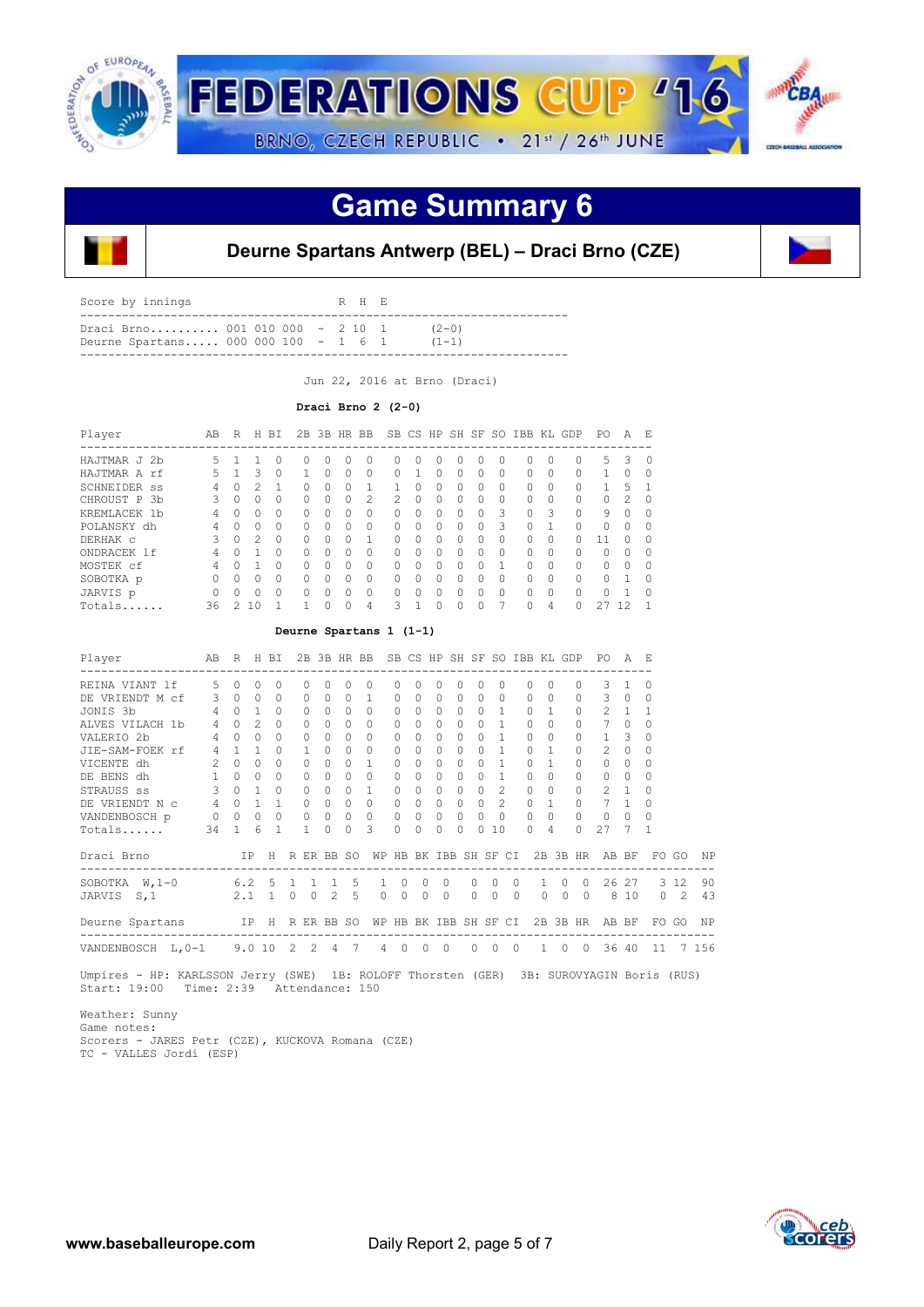# FEDERATIONS CUP '16

BRNO, CZECH REPUBLIC • 21st / 26th JUNE

## Game Summary 6

### Deurne Spartans Antwerp (BEL) – Draci Brno (CZE)

| Score by innings | | R | H | E | |
|---|---|---|---|---|---|
| Draci Brno | 001 010 000 | 2 | 10 | 1 | (2-0) |
| Deurne Spartans | 000 000 100 | 1 | 6 | 1 | (1-1) |

Jun 22, 2016 at Brno (Draci)

**Draci Brno 2 (2-0)**

| Player | AB | R | H | BI | 2B | 3B | HR | BB | SB | CS | HP | SH | SF | SO | IBB | KL | GDP | PO | A | E |
|---|---|---|---|---|---|---|---|---|---|---|---|---|---|---|---|---|---|---|---|---|
| HAJTMAR J 2b | 5 | 1 | 1 | 0 | 0 | 0 | 0 | 0 | 0 | 0 | 0 | 0 | 0 | 0 | 0 | 0 | 0 | 5 | 3 | 0 |
| HAJTMAR A rf | 5 | 1 | 3 | 0 | 1 | 0 | 0 | 0 | 0 | 1 | 0 | 0 | 0 | 0 | 0 | 0 | 0 | 1 | 0 | 0 |
| SCHNEIDER ss | 4 | 0 | 2 | 1 | 0 | 0 | 0 | 1 | 1 | 0 | 0 | 0 | 0 | 0 | 0 | 0 | 0 | 1 | 5 | 1 |
| CHROUST P 3b | 3 | 0 | 0 | 0 | 0 | 0 | 0 | 2 | 2 | 0 | 0 | 0 | 0 | 0 | 0 | 0 | 0 | 0 | 2 | 0 |
| KREMLACEK 1b | 4 | 0 | 0 | 0 | 0 | 0 | 0 | 0 | 0 | 0 | 0 | 0 | 0 | 3 | 0 | 3 | 0 | 9 | 0 | 0 |
| POLANSKY dh | 4 | 0 | 0 | 0 | 0 | 0 | 0 | 0 | 0 | 0 | 0 | 0 | 0 | 3 | 0 | 1 | 0 | 0 | 0 | 0 |
| DERHAK c | 3 | 0 | 2 | 0 | 0 | 0 | 0 | 1 | 0 | 0 | 0 | 0 | 0 | 0 | 0 | 0 | 0 | 11 | 0 | 0 |
| ONDRACEK lf | 4 | 0 | 1 | 0 | 0 | 0 | 0 | 0 | 0 | 0 | 0 | 0 | 0 | 0 | 0 | 0 | 0 | 0 | 0 | 0 |
| MOSTEK cf | 4 | 0 | 1 | 0 | 0 | 0 | 0 | 0 | 0 | 0 | 0 | 0 | 0 | 1 | 0 | 0 | 0 | 0 | 0 | 0 |
| SOBOTKA p | 0 | 0 | 0 | 0 | 0 | 0 | 0 | 0 | 0 | 0 | 0 | 0 | 0 | 0 | 0 | 0 | 0 | 0 | 1 | 0 |
| JARVIS p | 0 | 0 | 0 | 0 | 0 | 0 | 0 | 0 | 0 | 0 | 0 | 0 | 0 | 0 | 0 | 0 | 0 | 0 | 1 | 0 |
| Totals...... | 36 | 2 | 10 | 1 | 1 | 0 | 0 | 4 | 3 | 1 | 0 | 0 | 0 | 7 | 0 | 4 | 0 | 27 | 12 | 1 |

**Deurne Spartans 1 (1-1)**

| Player | AB | R | H | BI | 2B | 3B | HR | BB | SB | CS | HP | SH | SF | SO | IBB | KL | GDP | PO | A | E |
|---|---|---|---|---|---|---|---|---|---|---|---|---|---|---|---|---|---|---|---|---|
| REINA VIANT lf | 5 | 0 | 0 | 0 | 0 | 0 | 0 | 0 | 0 | 0 | 0 | 0 | 0 | 0 | 0 | 0 | 0 | 3 | 1 | 0 |
| DE VRIENDT M cf | 3 | 0 | 0 | 0 | 0 | 0 | 0 | 1 | 0 | 0 | 0 | 0 | 0 | 0 | 0 | 0 | 0 | 3 | 0 | 0 |
| JONIS 3b | 4 | 0 | 1 | 0 | 0 | 0 | 0 | 0 | 0 | 0 | 0 | 0 | 0 | 1 | 0 | 1 | 0 | 2 | 1 | 1 |
| ALVES VILACH 1b | 4 | 0 | 2 | 0 | 0 | 0 | 0 | 0 | 0 | 0 | 0 | 0 | 0 | 1 | 0 | 0 | 0 | 7 | 0 | 0 |
| VALERIO 2b | 4 | 0 | 0 | 0 | 0 | 0 | 0 | 0 | 0 | 0 | 0 | 0 | 0 | 1 | 0 | 0 | 0 | 1 | 3 | 0 |
| JIE-SAM-FOEK rf | 4 | 1 | 1 | 0 | 1 | 0 | 0 | 0 | 0 | 0 | 0 | 0 | 0 | 1 | 0 | 1 | 0 | 2 | 0 | 0 |
| VICENTE dh | 2 | 0 | 0 | 0 | 0 | 0 | 0 | 1 | 0 | 0 | 0 | 0 | 0 | 1 | 0 | 1 | 0 | 0 | 0 | 0 |
| DE BENS dh | 1 | 0 | 0 | 0 | 0 | 0 | 0 | 0 | 0 | 0 | 0 | 0 | 0 | 1 | 0 | 0 | 0 | 0 | 0 | 0 |
| STRAUSS ss | 3 | 0 | 1 | 0 | 0 | 0 | 0 | 1 | 0 | 0 | 0 | 0 | 0 | 2 | 0 | 0 | 0 | 2 | 1 | 0 |
| DE VRIENDT N c | 4 | 0 | 1 | 1 | 0 | 0 | 0 | 0 | 0 | 0 | 0 | 0 | 0 | 2 | 0 | 1 | 0 | 7 | 1 | 0 |
| VANDENBOSCH p | 0 | 0 | 0 | 0 | 0 | 0 | 0 | 0 | 0 | 0 | 0 | 0 | 0 | 0 | 0 | 0 | 0 | 0 | 0 | 0 |
| Totals...... | 34 | 1 | 6 | 1 | 1 | 0 | 0 | 3 | 0 | 0 | 0 | 0 | 0 | 10 | 0 | 4 | 0 | 27 | 7 | 1 |

| Draci Brno | IP | H | R | ER | BB | SO | WP | HB | BK | IBB | SH | SF | CI | 2B | 3B | HR | AB | BF | FO | GO | NP |
|---|---|---|---|---|---|---|---|---|---|---|---|---|---|---|---|---|---|---|---|---|---|
| SOBOTKA W,1-0 | 6.2 | 5 | 1 | 1 | 1 | 5 | 1 | 0 | 0 | 0 | 0 | 0 | 0 | 1 | 0 | 0 | 26 | 27 | 3 | 12 | 90 |
| JARVIS S,1 | 2.1 | 1 | 0 | 0 | 2 | 5 | 0 | 0 | 0 | 0 | 0 | 0 | 0 | 0 | 0 | 0 | 8 | 10 | 0 | 2 | 43 |

| Deurne Spartans | IP | H | R | ER | BB | SO | WP | HB | BK | IBB | SH | SF | CI | 2B | 3B | HR | AB | BF | FO | GO | NP |
|---|---|---|---|---|---|---|---|---|---|---|---|---|---|---|---|---|---|---|---|---|---|
| VANDENBOSCH L,0-1 | 9.0 | 10 | 2 | 2 | 4 | 7 | 4 | 0 | 0 | 0 | 0 | 0 | 0 | 1 | 0 | 0 | 36 | 40 | 11 | 7 | 156 |

Umpires - HP: KARLSSON Jerry (SWE) 1B: ROLOFF Thorsten (GER) 3B: SUROVYAGIN Boris (RUS)
Start: 19:00 Time: 2:39 Attendance: 150

Weather: Sunny
Game notes:
Scorers - JARES Petr (CZE), KUCKOVA Romana (CZE)
TC - VALLES Jordi (ESP)

www.baseballeurope.com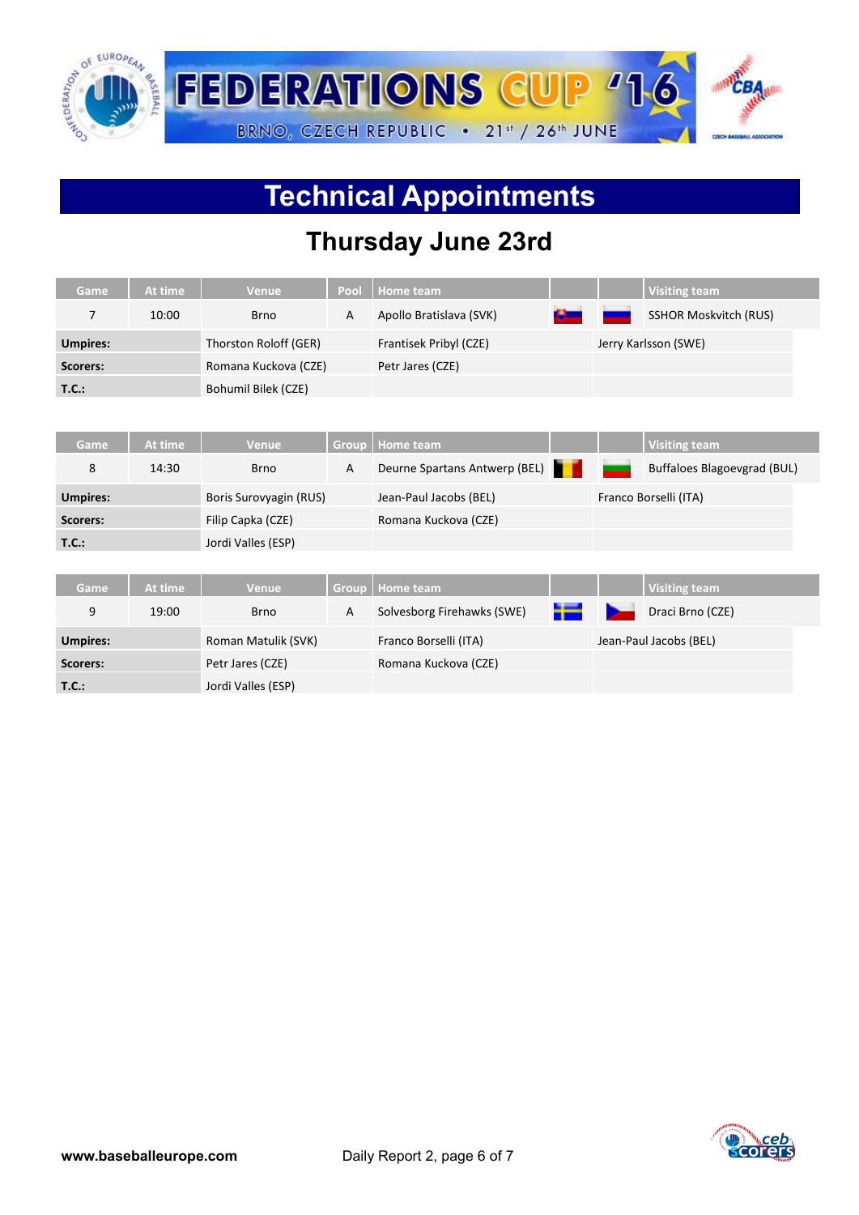# Technical Appointments

## Thursday June 23rd

| Game | At time | Venue | Pool | Home team | | | Visiting team |
|---|---|---|---|---|---|---|---|
| 7 | 10:00 | Brno | A | Apollo Bratislava (SVK) | | | SSHOR Moskvitch (RUS) |
| **Umpires:** | | Thorston Roloff (GER) | | Frantisek Pribyl (CZE) | | Jerry Karlsson (SWE) | |
| **Scorers:** | | Romana Kuckova (CZE) | | Petr Jares (CZE) | | | |
| **T.C.:** | | Bohumil Bilek (CZE) | | | | | |

| Game | At time | Venue | Group | Home team | | | Visiting team |
|---|---|---|---|---|---|---|---|
| 8 | 14:30 | Brno | A | Deurne Spartans Antwerp (BEL) | | | Buffaloes Blagoevgrad (BUL) |
| **Umpires:** | | Boris Surovyagin (RUS) | | Jean-Paul Jacobs (BEL) | | Franco Borselli (ITA) | |
| **Scorers:** | | Filip Capka (CZE) | | Romana Kuckova (CZE) | | | |
| **T.C.:** | | Jordi Valles (ESP) | | | | | |

| Game | At time | Venue | Group | Home team | | | Visiting team |
|---|---|---|---|---|---|---|---|
| 9 | 19:00 | Brno | A | Solvesborg Firehawks (SWE) | | | Draci Brno (CZE) |
| **Umpires:** | | Roman Matulik (SVK) | | Franco Borselli (ITA) | | Jean-Paul Jacobs (BEL) | |
| **Scorers:** | | Petr Jares (CZE) | | Romana Kuckova (CZE) | | | |
| **T.C.:** | | Jordi Valles (ESP) | | | | | |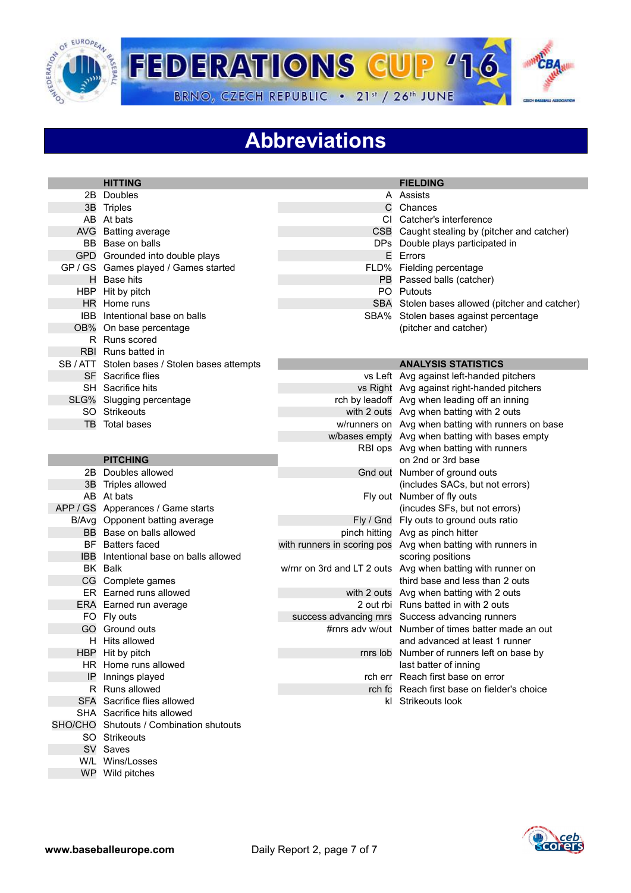FEDERATIONS CUP '16

BRNO, CZECH REPUBLIC • 21st / 26th JUNE

# Abbreviations

| HITTING | |
|---|---|
| 2B | Doubles |
| 3B | Triples |
| AB | At bats |
| AVG | Batting average |
| BB | Base on balls |
| GPD | Grounded into double plays |
| GP / GS | Games played / Games started |
| H | Base hits |
| HBP | Hit by pitch |
| HR | Home runs |
| IBB | Intentional base on balls |
| OB% | On base percentage |
| R | Runs scored |
| RBI | Runs batted in |
| SB / ATT | Stolen bases / Stolen bases attempts |
| SF | Sacrifice flies |
| SH | Sacrifice hits |
| SLG% | Slugging percentage |
| SO | Strikeouts |
| TB | Total bases |

| PITCHING | |
|---|---|
| 2B | Doubles allowed |
| 3B | Triples allowed |
| AB | At bats |
| APP / GS | Apperances / Game starts |
| B/Avg | Opponent batting average |
| BB | Base on balls allowed |
| BF | Batters faced |
| IBB | Intentional base on balls allowed |
| BK | Balk |
| CG | Complete games |
| ER | Earned runs allowed |
| ERA | Earned run average |
| FO | Fly outs |
| GO | Ground outs |
| H | Hits allowed |
| HBP | Hit by pitch |
| HR | Home runs allowed |
| IP | Innings played |
| R | Runs allowed |
| SFA | Sacrifice flies allowed |
| SHA | Sacrifice hits allowed |
| SHO/CHO | Shutouts / Combination shutouts |
| SO | Strikeouts |
| SV | Saves |
| W/L | Wins/Losses |
| WP | Wild pitches |

| FIELDING | |
|---|---|
| A | Assists |
| C | Chances |
| CI | Catcher's interference |
| CSB | Caught stealing by (pitcher and catcher) |
| DPs | Double plays participated in |
| E | Errors |
| FLD% | Fielding percentage |
| PB | Passed balls (catcher) |
| PO | Putouts |
| SBA | Stolen bases allowed (pitcher and catcher) |
| SBA% | Stolen bases against percentage (pitcher and catcher) |

| ANALYSIS STATISTICS | |
|---|---|
| vs Left | Avg against left-handed pitchers |
| vs Right | Avg against right-handed pitchers |
| rch by leadoff | Avg when leading off an inning |
| with 2 outs | Avg when batting with 2 outs |
| w/runners on | Avg when batting with runners on base |
| w/bases empty | Avg when batting with bases empty |
| RBI ops | Avg when batting with runners on 2nd or 3rd base |
| Gnd out | Number of ground outs (includes SACs, but not errors) |
| Fly out | Number of fly outs (incudes SFs, but not errors) |
| Fly / Gnd | Fly outs to ground outs ratio |
| pinch hitting | Avg as pinch hitter |
| with runners in scoring pos | Avg when batting with runners in scoring positions |
| w/rnr on 3rd and LT 2 outs | Avg when batting with runner on third base and less than 2 outs |
| with 2 outs | Avg when batting with 2 outs |
| 2 out rbi | Runs batted in with 2 outs |
| success advancing rnrs | Success advancing runners |
| #rnrs adv w/out | Number of times batter made an out and advanced at least 1 runner |
| rnrs lob | Number of runners left on base by last batter of inning |
| rch err | Reach first base on error |
| rch fc | Reach first base on fielder's choice |
| kl | Strikeouts look |

www.baseballeurope.com